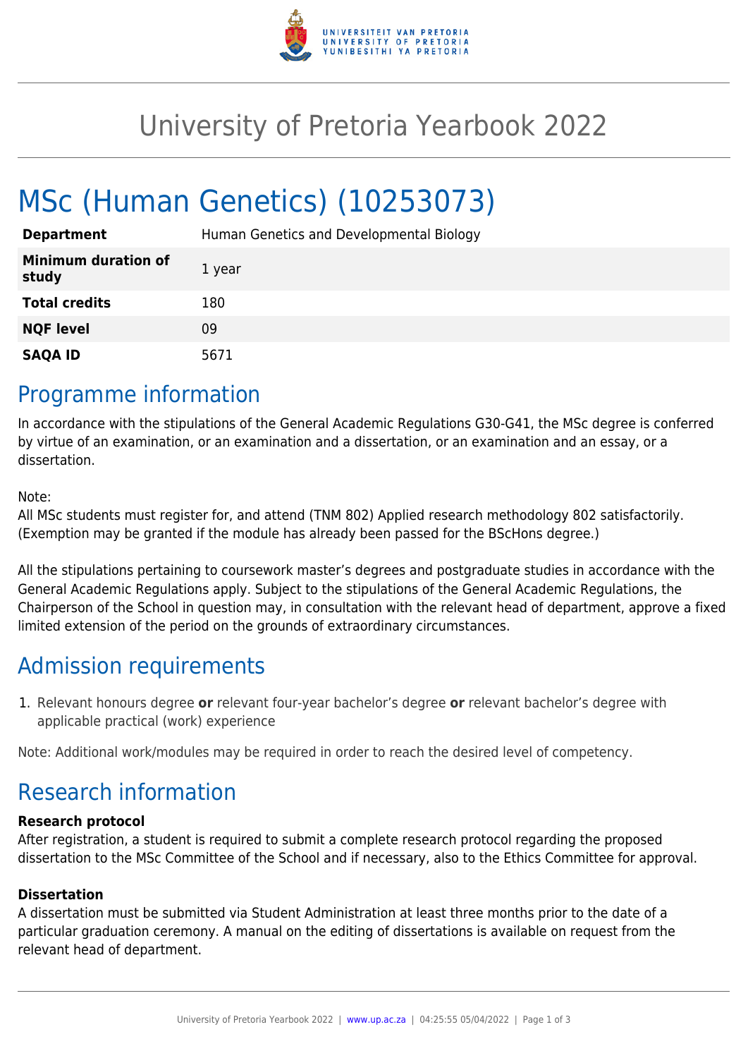# University of Pretoria Yearbook 2022

# MSc (Human Genetics) (10253073)

| **Department** | Human Genetics and Developmental Biology |
|---|---|
| **Minimum duration of study** | 1 year |
| **Total credits** | 180 |
| **NQF level** | 09 |
| **SAQA ID** | 5671 |

## Programme information

In accordance with the stipulations of the General Academic Regulations G30-G41, the MSc degree is conferred by virtue of an examination, or an examination and a dissertation, or an examination and an essay, or a dissertation.

Note:
All MSc students must register for, and attend (TNM 802) Applied research methodology 802 satisfactorily. (Exemption may be granted if the module has already been passed for the BScHons degree.)

All the stipulations pertaining to coursework master's degrees and postgraduate studies in accordance with the General Academic Regulations apply. Subject to the stipulations of the General Academic Regulations, the Chairperson of the School in question may, in consultation with the relevant head of department, approve a fixed limited extension of the period on the grounds of extraordinary circumstances.

## Admission requirements

1. Relevant honours degree **or** relevant four-year bachelor's degree **or** relevant bachelor's degree with applicable practical (work) experience

Note: Additional work/modules may be required in order to reach the desired level of competency.

## Research information

**Research protocol**
After registration, a student is required to submit a complete research protocol regarding the proposed dissertation to the MSc Committee of the School and if necessary, also to the Ethics Committee for approval.

**Dissertation**
A dissertation must be submitted via Student Administration at least three months prior to the date of a particular graduation ceremony. A manual on the editing of dissertations is available on request from the relevant head of department.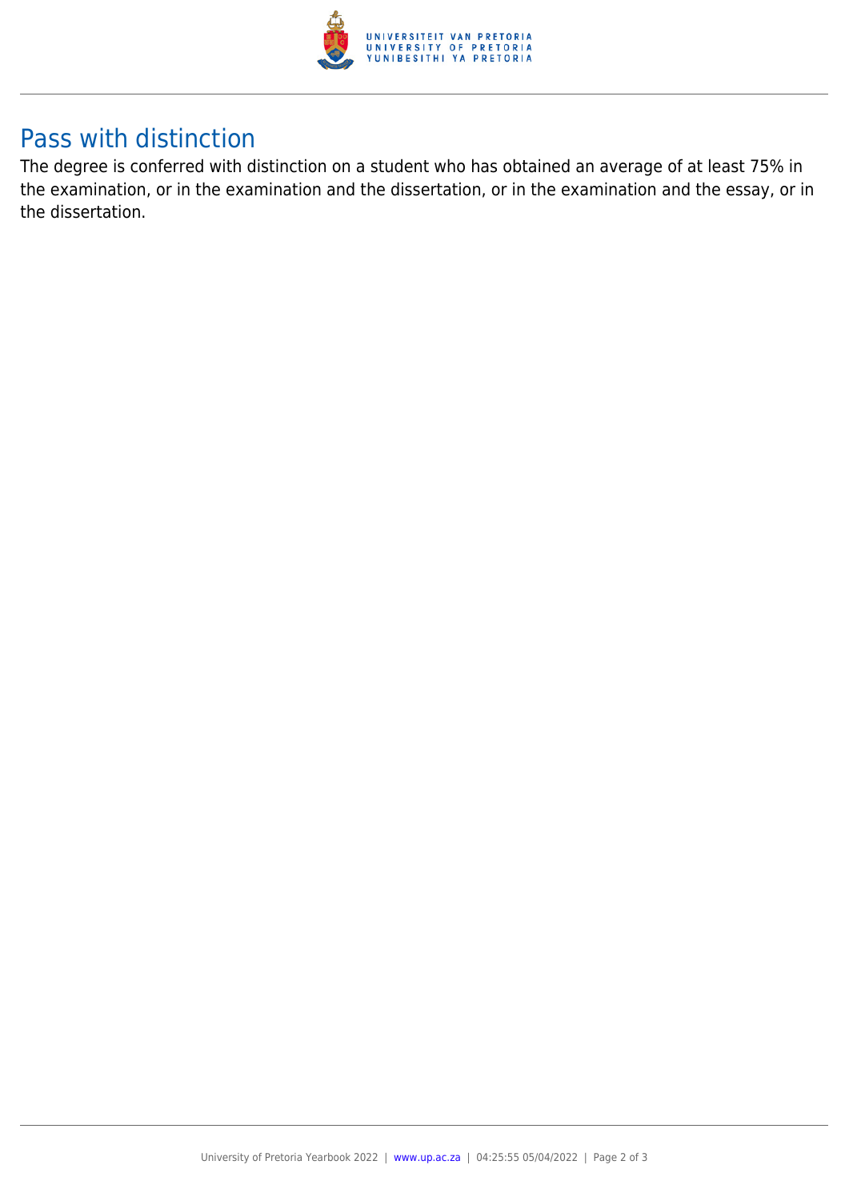## Pass with distinction

The degree is conferred with distinction on a student who has obtained an average of at least 75% in the examination, or in the examination and the dissertation, or in the examination and the essay, or in the dissertation.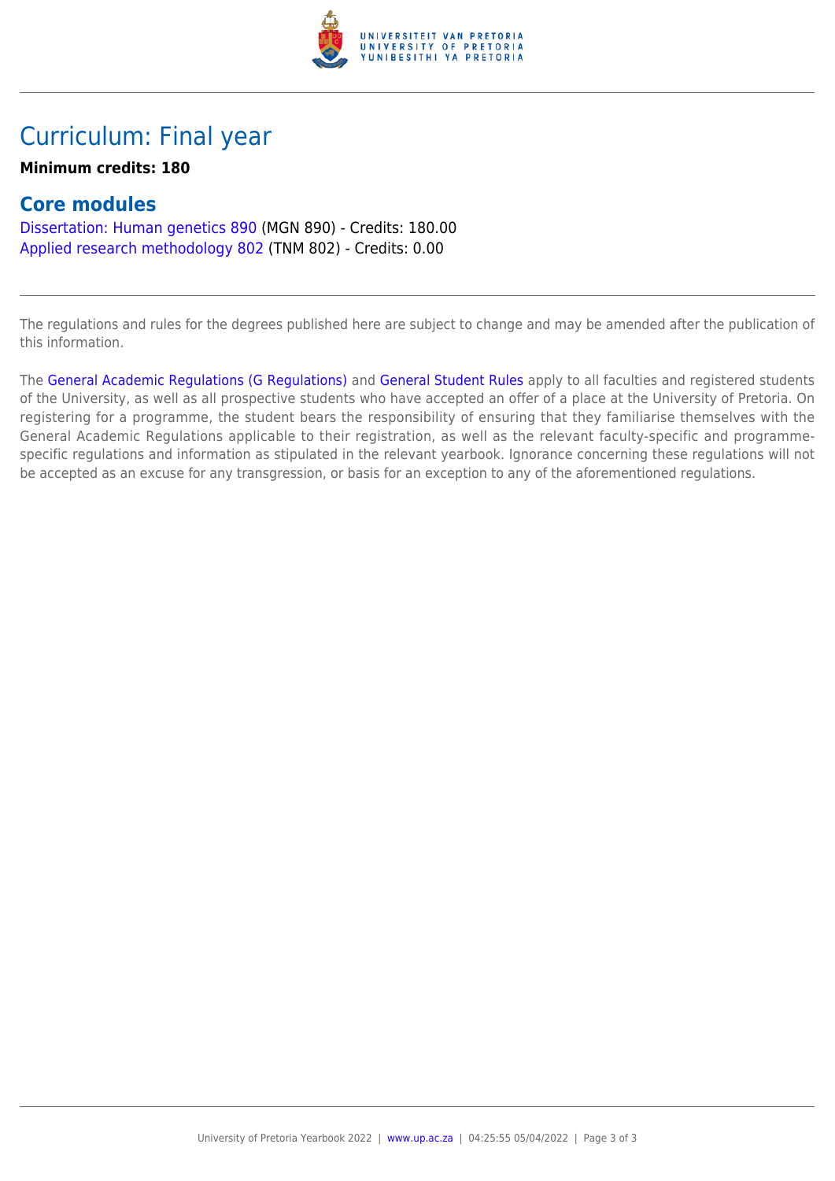# Curriculum: Final year

**Minimum credits: 180**

## Core modules

Dissertation: Human genetics 890 (MGN 890) - Credits: 180.00
Applied research methodology 802 (TNM 802) - Credits: 0.00

The regulations and rules for the degrees published here are subject to change and may be amended after the publication of this information.

The General Academic Regulations (G Regulations) and General Student Rules apply to all faculties and registered students of the University, as well as all prospective students who have accepted an offer of a place at the University of Pretoria. On registering for a programme, the student bears the responsibility of ensuring that they familiarise themselves with the General Academic Regulations applicable to their registration, as well as the relevant faculty-specific and programme-specific regulations and information as stipulated in the relevant yearbook. Ignorance concerning these regulations will not be accepted as an excuse for any transgression, or basis for an exception to any of the aforementioned regulations.